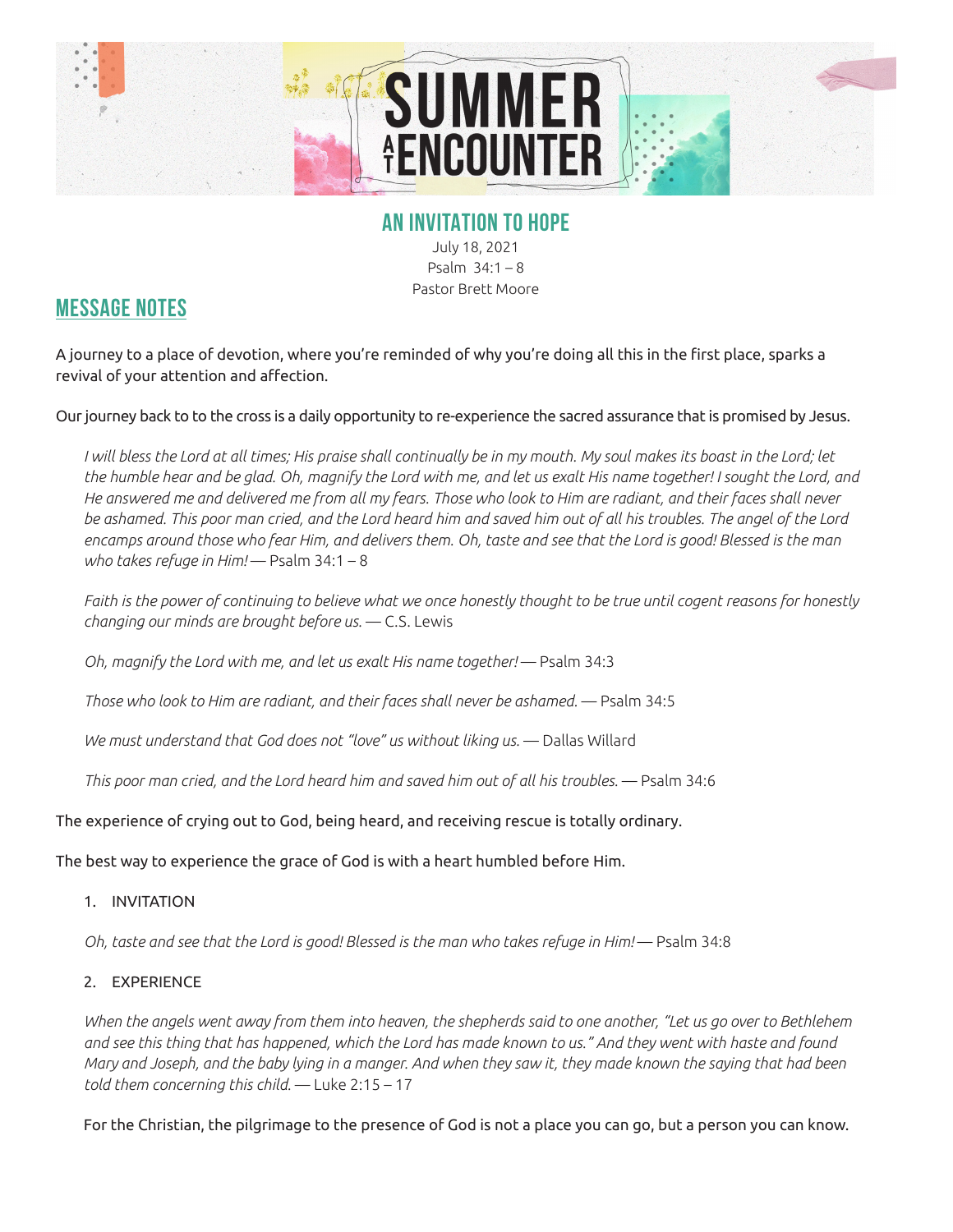# SUMMER AT ENCOUNTER

## AN INVITATION TO HOPE

July 18, 2021
Psalm 34:1 – 8
Pastor Brett Moore

## MESSAGE NOTES

A journey to a place of devotion, where you're reminded of why you're doing all this in the first place, sparks a revival of your attention and affection.

Our journey back to to the cross is a daily opportunity to re-experience the sacred assurance that is promised by Jesus.

> *I will bless the Lord at all times; His praise shall continually be in my mouth. My soul makes its boast in the Lord; let the humble hear and be glad. Oh, magnify the Lord with me, and let us exalt His name together! I sought the Lord, and He answered me and delivered me from all my fears. Those who look to Him are radiant, and their faces shall never be ashamed. This poor man cried, and the Lord heard him and saved him out of all his troubles. The angel of the Lord encamps around those who fear Him, and delivers them. Oh, taste and see that the Lord is good! Blessed is the man who takes refuge in Him!* — Psalm 34:1 – 8

> *Faith is the power of continuing to believe what we once honestly thought to be true until cogent reasons for honestly changing our minds are brought before us.* — C.S. Lewis

> *Oh, magnify the Lord with me, and let us exalt His name together!* — Psalm 34:3

> *Those who look to Him are radiant, and their faces shall never be ashamed.* — Psalm 34:5

> *We must understand that God does not "love" us without liking us.* — Dallas Willard

> *This poor man cried, and the Lord heard him and saved him out of all his troubles.* — Psalm 34:6

The experience of crying out to God, being heard, and receiving rescue is totally ordinary.

The best way to experience the grace of God is with a heart humbled before Him.

1. INVITATION

> *Oh, taste and see that the Lord is good! Blessed is the man who takes refuge in Him!* — Psalm 34:8

2. EXPERIENCE

> *When the angels went away from them into heaven, the shepherds said to one another, "Let us go over to Bethlehem and see this thing that has happened, which the Lord has made known to us." And they went with haste and found Mary and Joseph, and the baby lying in a manger. And when they saw it, they made known the saying that had been told them concerning this child.* — Luke 2:15 – 17

For the Christian, the pilgrimage to the presence of God is not a place you can go, but a person you can know.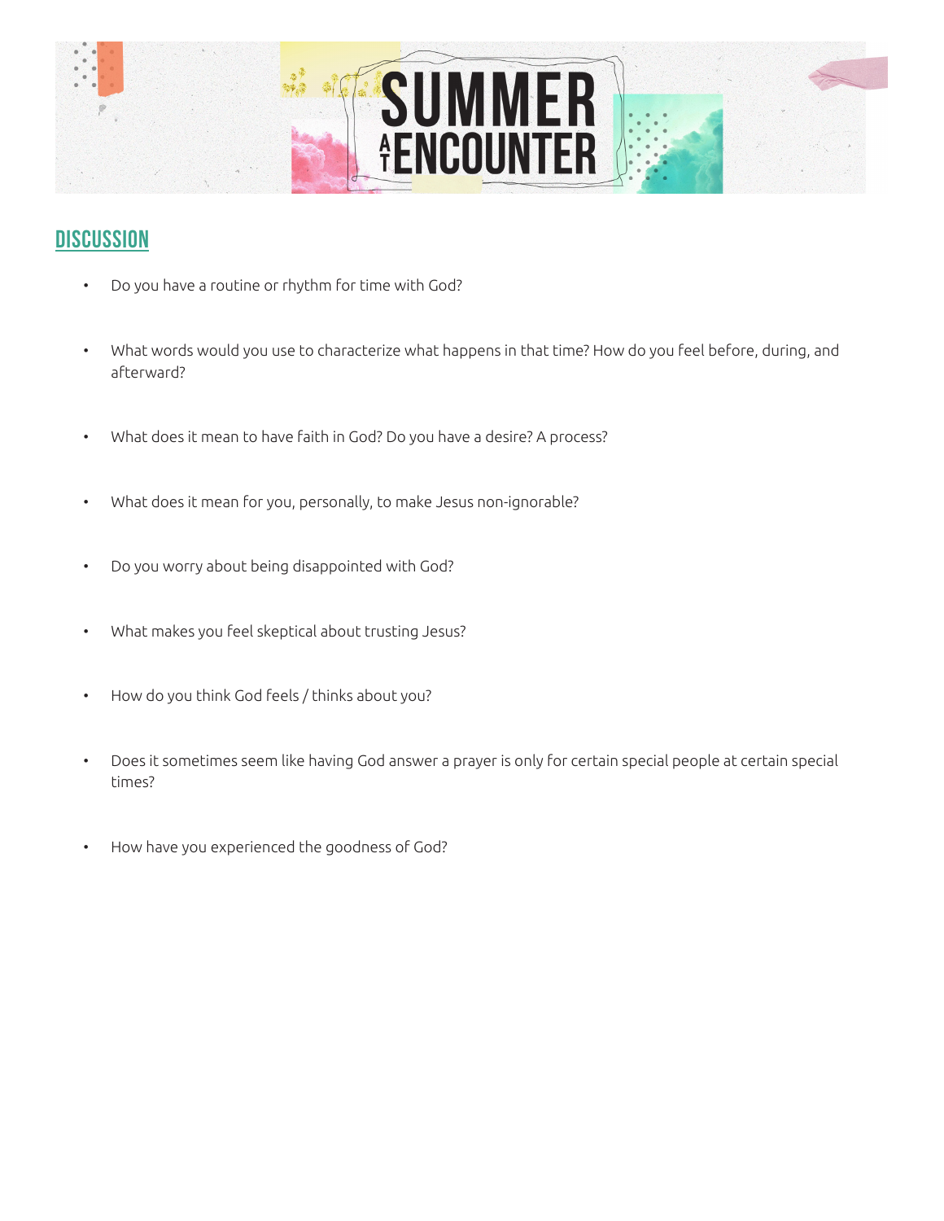# SUMMER AT ENCOUNTER

## DISCUSSION

- Do you have a routine or rhythm for time with God?
- What words would you use to characterize what happens in that time? How do you feel before, during, and afterward?
- What does it mean to have faith in God? Do you have a desire? A process?
- What does it mean for you, personally, to make Jesus non-ignorable?
- Do you worry about being disappointed with God?
- What makes you feel skeptical about trusting Jesus?
- How do you think God feels / thinks about you?
- Does it sometimes seem like having God answer a prayer is only for certain special people at certain special times?
- How have you experienced the goodness of God?